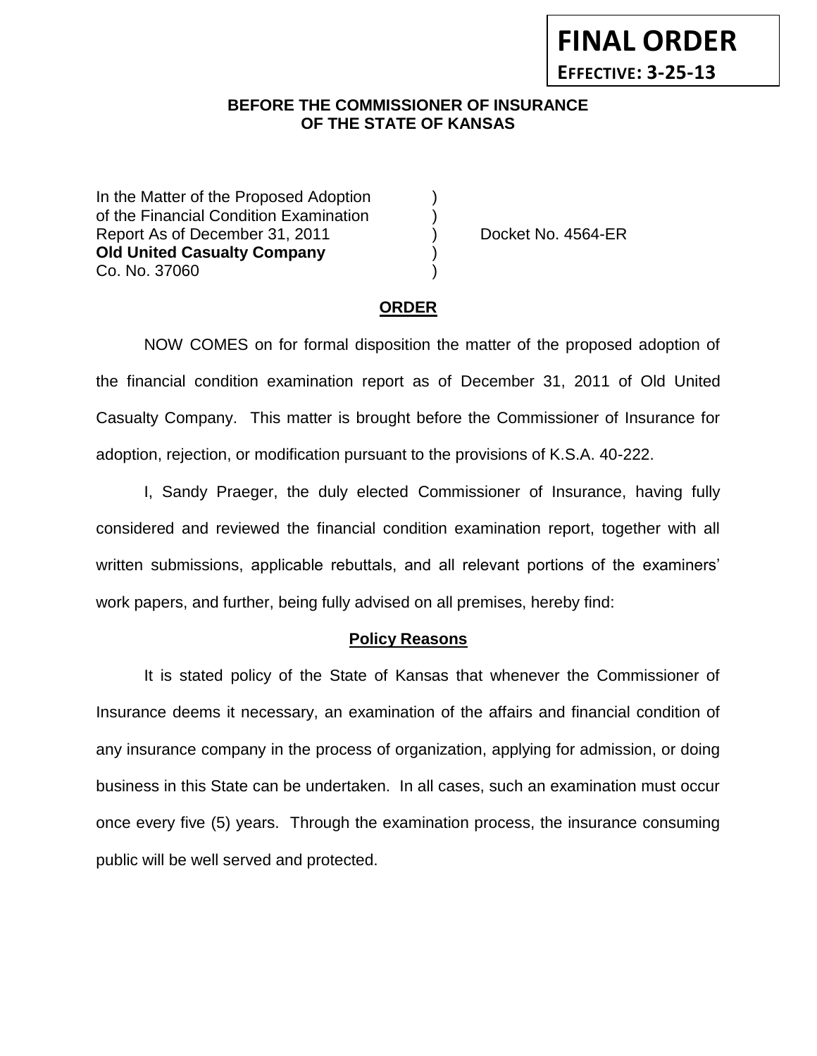**FINAL ORDER**

**EFFECTIVE: 3-25-13**

**BEFORE THE COMMISSIONER OF INSURANCE**
**OF THE STATE OF KANSAS**

In the Matter of the Proposed Adoption )
of the Financial Condition Examination )
Report As of December 31, 2011 ) Docket No. 4564-ER
**Old United Casualty Company** )
Co. No. 37060 )

**ORDER**

NOW COMES on for formal disposition the matter of the proposed adoption of the financial condition examination report as of December 31, 2011 of Old United Casualty Company. This matter is brought before the Commissioner of Insurance for adoption, rejection, or modification pursuant to the provisions of K.S.A. 40-222.

I, Sandy Praeger, the duly elected Commissioner of Insurance, having fully considered and reviewed the financial condition examination report, together with all written submissions, applicable rebuttals, and all relevant portions of the examiners' work papers, and further, being fully advised on all premises, hereby find:

**Policy Reasons**

It is stated policy of the State of Kansas that whenever the Commissioner of Insurance deems it necessary, an examination of the affairs and financial condition of any insurance company in the process of organization, applying for admission, or doing business in this State can be undertaken. In all cases, such an examination must occur once every five (5) years. Through the examination process, the insurance consuming public will be well served and protected.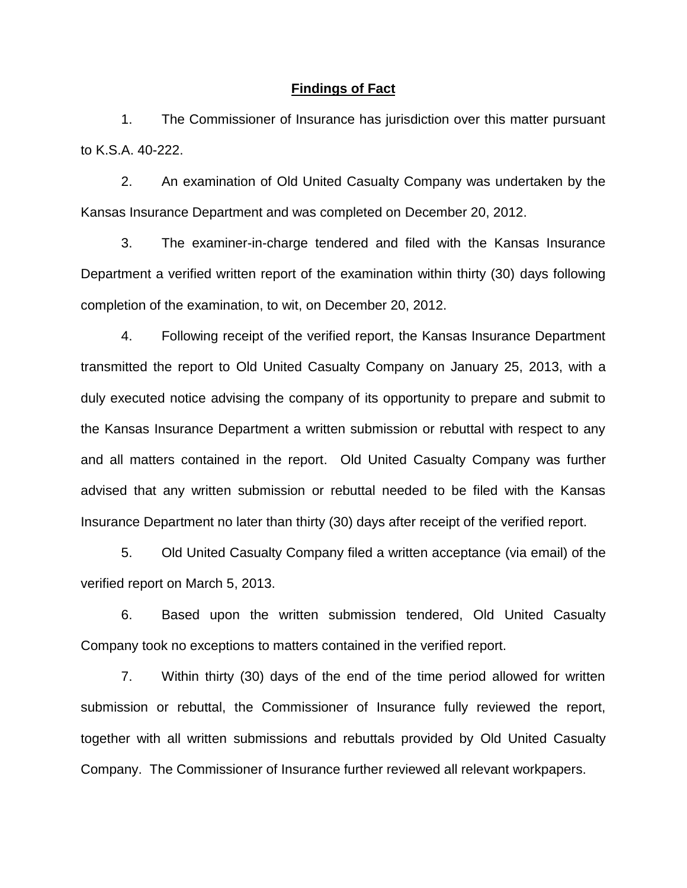## Findings of Fact

1. The Commissioner of Insurance has jurisdiction over this matter pursuant to K.S.A. 40-222.

2. An examination of Old United Casualty Company was undertaken by the Kansas Insurance Department and was completed on December 20, 2012.

3. The examiner-in-charge tendered and filed with the Kansas Insurance Department a verified written report of the examination within thirty (30) days following completion of the examination, to wit, on December 20, 2012.

4. Following receipt of the verified report, the Kansas Insurance Department transmitted the report to Old United Casualty Company on January 25, 2013, with a duly executed notice advising the company of its opportunity to prepare and submit to the Kansas Insurance Department a written submission or rebuttal with respect to any and all matters contained in the report. Old United Casualty Company was further advised that any written submission or rebuttal needed to be filed with the Kansas Insurance Department no later than thirty (30) days after receipt of the verified report.

5. Old United Casualty Company filed a written acceptance (via email) of the verified report on March 5, 2013.

6. Based upon the written submission tendered, Old United Casualty Company took no exceptions to matters contained in the verified report.

7. Within thirty (30) days of the end of the time period allowed for written submission or rebuttal, the Commissioner of Insurance fully reviewed the report, together with all written submissions and rebuttals provided by Old United Casualty Company. The Commissioner of Insurance further reviewed all relevant workpapers.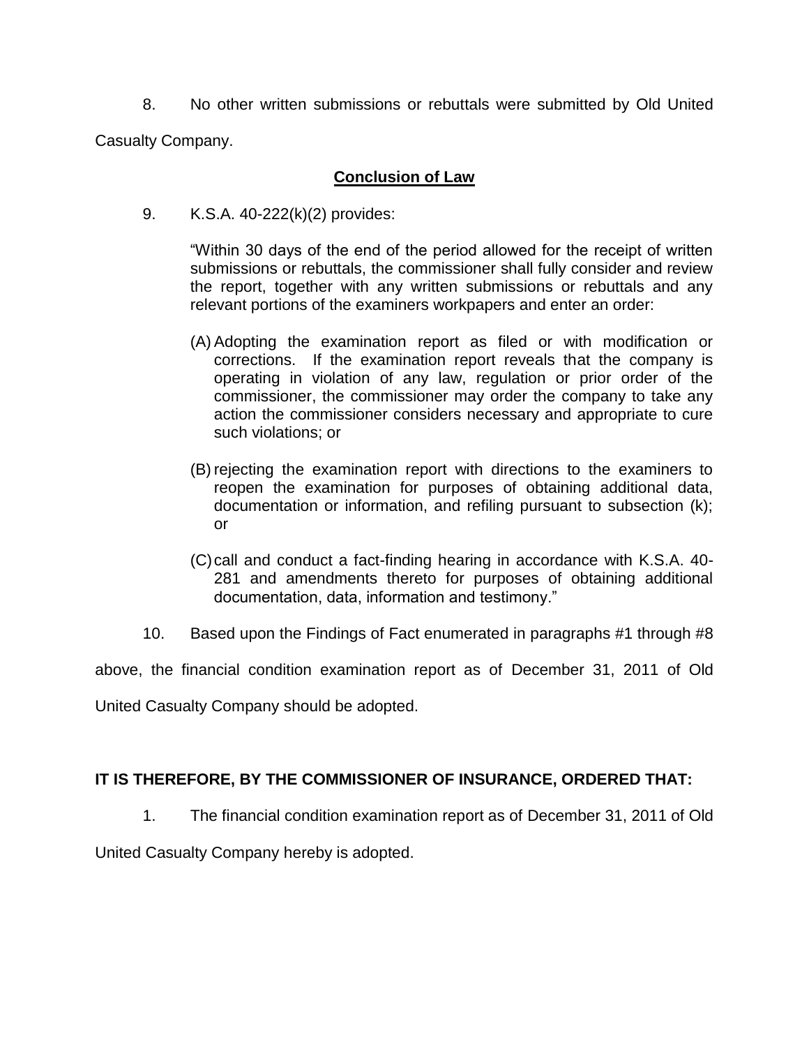8. No other written submissions or rebuttals were submitted by Old United Casualty Company.

## Conclusion of Law

9. K.S.A. 40-222(k)(2) provides:

> "Within 30 days of the end of the period allowed for the receipt of written submissions or rebuttals, the commissioner shall fully consider and review the report, together with any written submissions or rebuttals and any relevant portions of the examiners workpapers and enter an order:
>
> (A) Adopting the examination report as filed or with modification or corrections. If the examination report reveals that the company is operating in violation of any law, regulation or prior order of the commissioner, the commissioner may order the company to take any action the commissioner considers necessary and appropriate to cure such violations; or
>
> (B) rejecting the examination report with directions to the examiners to reopen the examination for purposes of obtaining additional data, documentation or information, and refiling pursuant to subsection (k); or
>
> (C) call and conduct a fact-finding hearing in accordance with K.S.A. 40-281 and amendments thereto for purposes of obtaining additional documentation, data, information and testimony."

10. Based upon the Findings of Fact enumerated in paragraphs #1 through #8 above, the financial condition examination report as of December 31, 2011 of Old United Casualty Company should be adopted.

**IT IS THEREFORE, BY THE COMMISSIONER OF INSURANCE, ORDERED THAT:**

1. The financial condition examination report as of December 31, 2011 of Old United Casualty Company hereby is adopted.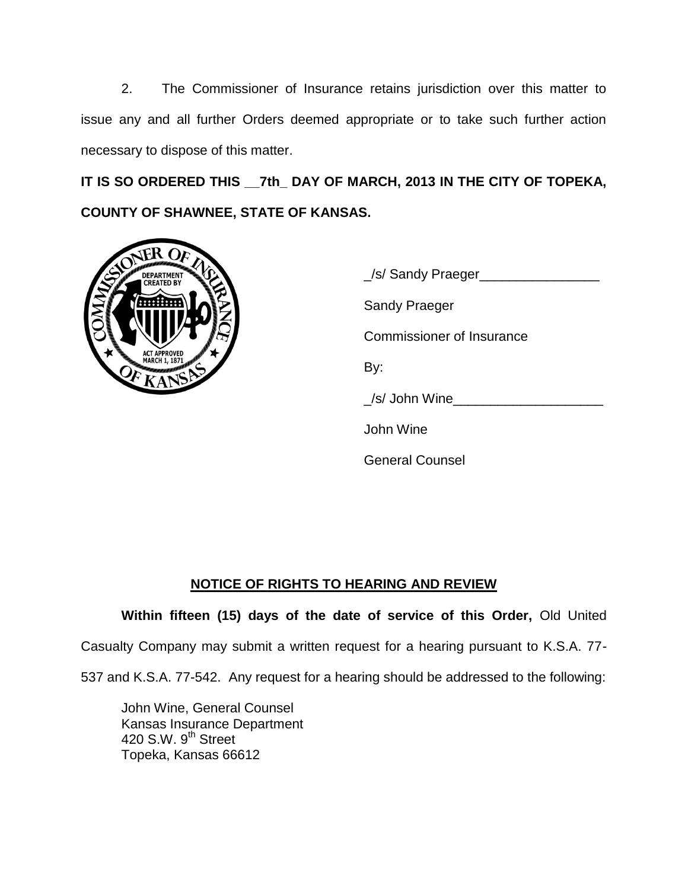2. The Commissioner of Insurance retains jurisdiction over this matter to issue any and all further Orders deemed appropriate or to take such further action necessary to dispose of this matter.

**IT IS SO ORDERED THIS __7th_ DAY OF MARCH, 2013 IN THE CITY OF TOPEKA, COUNTY OF SHAWNEE, STATE OF KANSAS.**

_/s/ Sandy Praeger________________

Sandy Praeger

Commissioner of Insurance

By:

_/s/ John Wine____________________

John Wine

General Counsel

## NOTICE OF RIGHTS TO HEARING AND REVIEW

**Within fifteen (15) days of the date of service of this Order,** Old United Casualty Company may submit a written request for a hearing pursuant to K.S.A. 77-537 and K.S.A. 77-542. Any request for a hearing should be addressed to the following:

John Wine, General Counsel
Kansas Insurance Department
420 S.W. 9th Street
Topeka, Kansas 66612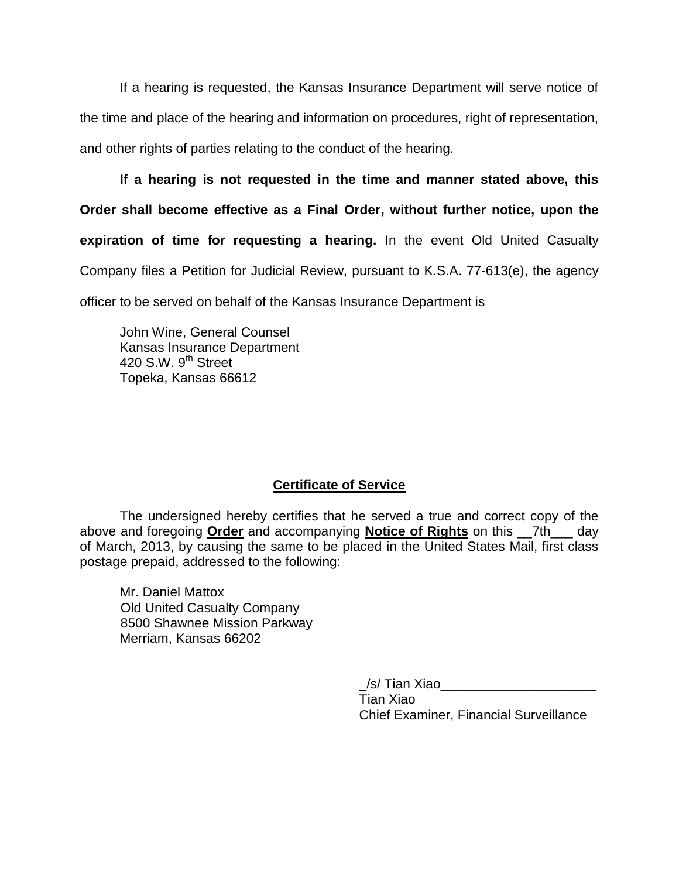If a hearing is requested, the Kansas Insurance Department will serve notice of the time and place of the hearing and information on procedures, right of representation, and other rights of parties relating to the conduct of the hearing.

**If a hearing is not requested in the time and manner stated above, this Order shall become effective as a Final Order, without further notice, upon the expiration of time for requesting a hearing.** In the event Old United Casualty Company files a Petition for Judicial Review, pursuant to K.S.A. 77-613(e), the agency officer to be served on behalf of the Kansas Insurance Department is

John Wine, General Counsel  
Kansas Insurance Department  
420 S.W. 9th Street  
Topeka, Kansas 66612

## Certificate of Service

The undersigned hereby certifies that he served a true and correct copy of the above and foregoing **Order** and accompanying **Notice of Rights** on this __7th___ day of March, 2013, by causing the same to be placed in the United States Mail, first class postage prepaid, addressed to the following:

Mr. Daniel Mattox  
Old United Casualty Company  
8500 Shawnee Mission Parkway  
Merriam, Kansas 66202

_/s/ Tian Xiao_____________________  
Tian Xiao  
Chief Examiner, Financial Surveillance